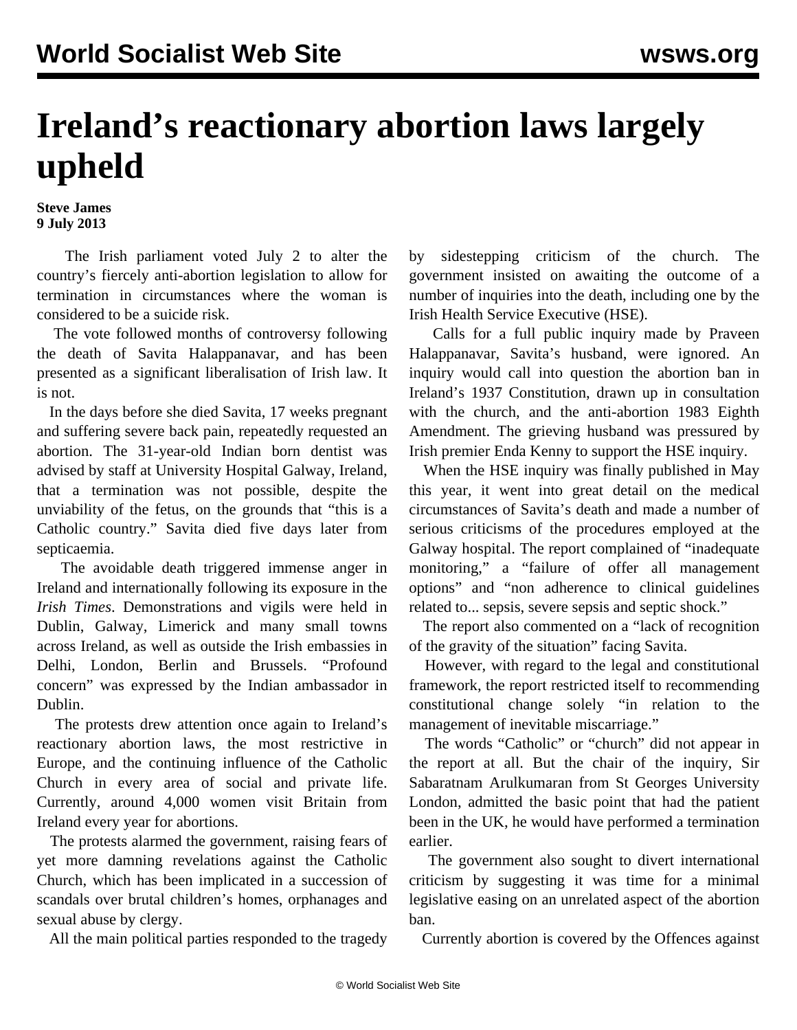# Ireland's reactionary abortion laws largely upheld

**Steve James**
**9 July 2013**

The Irish parliament voted July 2 to alter the country's fiercely anti-abortion legislation to allow for termination in circumstances where the woman is considered to be a suicide risk.

The vote followed months of controversy following the death of Savita Halappanavar, and has been presented as a significant liberalisation of Irish law. It is not.

In the days before she died Savita, 17 weeks pregnant and suffering severe back pain, repeatedly requested an abortion. The 31-year-old Indian born dentist was advised by staff at University Hospital Galway, Ireland, that a termination was not possible, despite the unviability of the fetus, on the grounds that "this is a Catholic country." Savita died five days later from septicaemia.

The avoidable death triggered immense anger in Ireland and internationally following its exposure in the *Irish Times*. Demonstrations and vigils were held in Dublin, Galway, Limerick and many small towns across Ireland, as well as outside the Irish embassies in Delhi, London, Berlin and Brussels. "Profound concern" was expressed by the Indian ambassador in Dublin.

The protests drew attention once again to Ireland's reactionary abortion laws, the most restrictive in Europe, and the continuing influence of the Catholic Church in every area of social and private life. Currently, around 4,000 women visit Britain from Ireland every year for abortions.

The protests alarmed the government, raising fears of yet more damning revelations against the Catholic Church, which has been implicated in a succession of scandals over brutal children's homes, orphanages and sexual abuse by clergy.

All the main political parties responded to the tragedy by sidestepping criticism of the church. The government insisted on awaiting the outcome of a number of inquiries into the death, including one by the Irish Health Service Executive (HSE).

Calls for a full public inquiry made by Praveen Halappanavar, Savita's husband, were ignored. An inquiry would call into question the abortion ban in Ireland's 1937 Constitution, drawn up in consultation with the church, and the anti-abortion 1983 Eighth Amendment. The grieving husband was pressured by Irish premier Enda Kenny to support the HSE inquiry.

When the HSE inquiry was finally published in May this year, it went into great detail on the medical circumstances of Savita's death and made a number of serious criticisms of the procedures employed at the Galway hospital. The report complained of "inadequate monitoring," a "failure of offer all management options" and "non adherence to clinical guidelines related to... sepsis, severe sepsis and septic shock."

The report also commented on a "lack of recognition of the gravity of the situation" facing Savita.

However, with regard to the legal and constitutional framework, the report restricted itself to recommending constitutional change solely "in relation to the management of inevitable miscarriage."

The words "Catholic" or "church" did not appear in the report at all. But the chair of the inquiry, Sir Sabaratnam Arulkumaran from St Georges University London, admitted the basic point that had the patient been in the UK, he would have performed a termination earlier.

The government also sought to divert international criticism by suggesting it was time for a minimal legislative easing on an unrelated aspect of the abortion ban.

Currently abortion is covered by the Offences against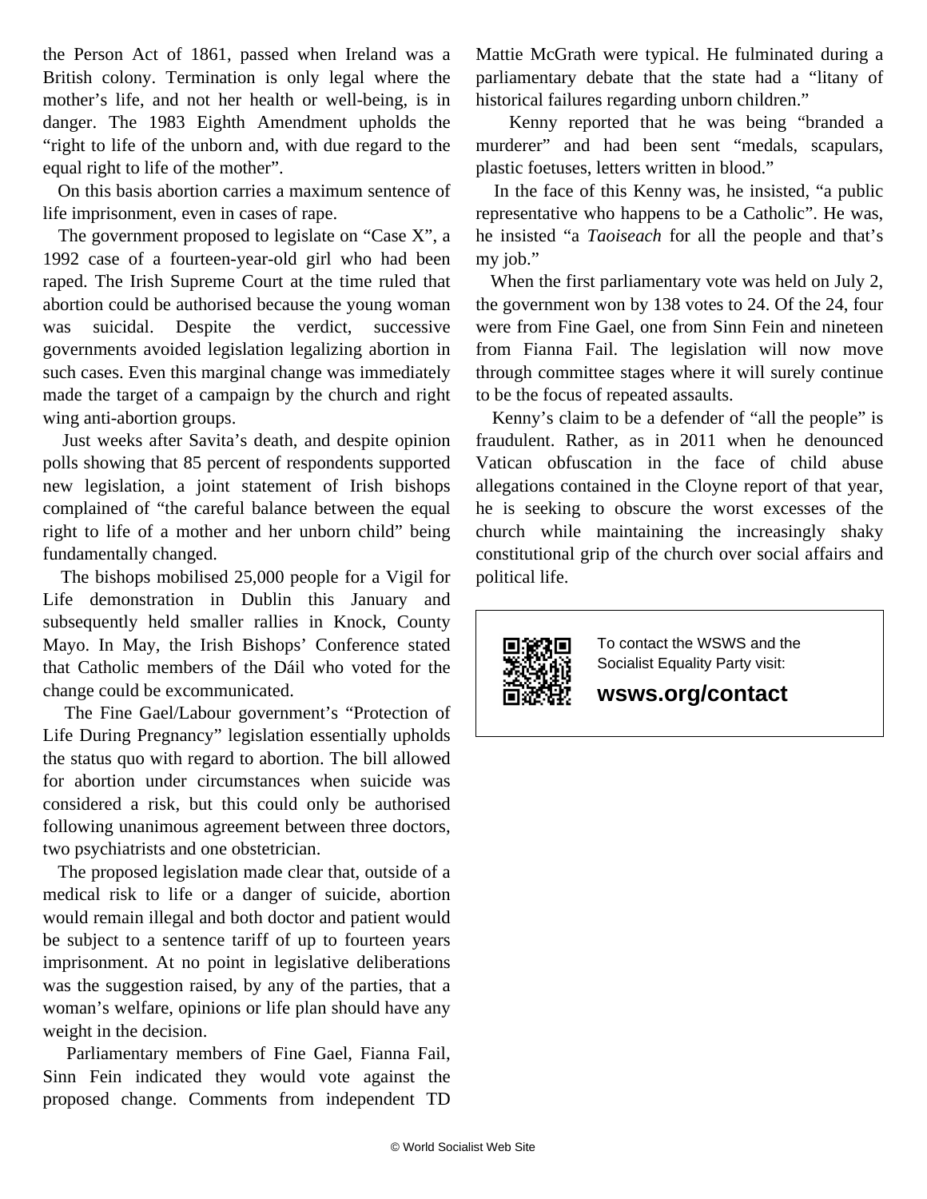the Person Act of 1861, passed when Ireland was a British colony. Termination is only legal where the mother's life, and not her health or well-being, is in danger. The 1983 Eighth Amendment upholds the "right to life of the unborn and, with due regard to the equal right to life of the mother".

On this basis abortion carries a maximum sentence of life imprisonment, even in cases of rape.

The government proposed to legislate on "Case X", a 1992 case of a fourteen-year-old girl who had been raped. The Irish Supreme Court at the time ruled that abortion could be authorised because the young woman was suicidal. Despite the verdict, successive governments avoided legislation legalizing abortion in such cases. Even this marginal change was immediately made the target of a campaign by the church and right wing anti-abortion groups.

Just weeks after Savita's death, and despite opinion polls showing that 85 percent of respondents supported new legislation, a joint statement of Irish bishops complained of "the careful balance between the equal right to life of a mother and her unborn child" being fundamentally changed.

The bishops mobilised 25,000 people for a Vigil for Life demonstration in Dublin this January and subsequently held smaller rallies in Knock, County Mayo. In May, the Irish Bishops' Conference stated that Catholic members of the Dáil who voted for the change could be excommunicated.

The Fine Gael/Labour government's "Protection of Life During Pregnancy" legislation essentially upholds the status quo with regard to abortion. The bill allowed for abortion under circumstances when suicide was considered a risk, but this could only be authorised following unanimous agreement between three doctors, two psychiatrists and one obstetrician.

The proposed legislation made clear that, outside of a medical risk to life or a danger of suicide, abortion would remain illegal and both doctor and patient would be subject to a sentence tariff of up to fourteen years imprisonment. At no point in legislative deliberations was the suggestion raised, by any of the parties, that a woman's welfare, opinions or life plan should have any weight in the decision.

Parliamentary members of Fine Gael, Fianna Fail, Sinn Fein indicated they would vote against the proposed change. Comments from independent TD Mattie McGrath were typical. He fulminated during a parliamentary debate that the state had a "litany of historical failures regarding unborn children."

Kenny reported that he was being "branded a murderer" and had been sent "medals, scapulars, plastic foetuses, letters written in blood."

In the face of this Kenny was, he insisted, "a public representative who happens to be a Catholic". He was, he insisted "a *Taoiseach* for all the people and that's my job."

When the first parliamentary vote was held on July 2, the government won by 138 votes to 24. Of the 24, four were from Fine Gael, one from Sinn Fein and nineteen from Fianna Fail. The legislation will now move through committee stages where it will surely continue to be the focus of repeated assaults.

Kenny's claim to be a defender of "all the people" is fraudulent. Rather, as in 2011 when he denounced Vatican obfuscation in the face of child abuse allegations contained in the Cloyne report of that year, he is seeking to obscure the worst excesses of the church while maintaining the increasingly shaky constitutional grip of the church over social affairs and political life.

To contact the WSWS and the Socialist Equality Party visit:

**wsws.org/contact**